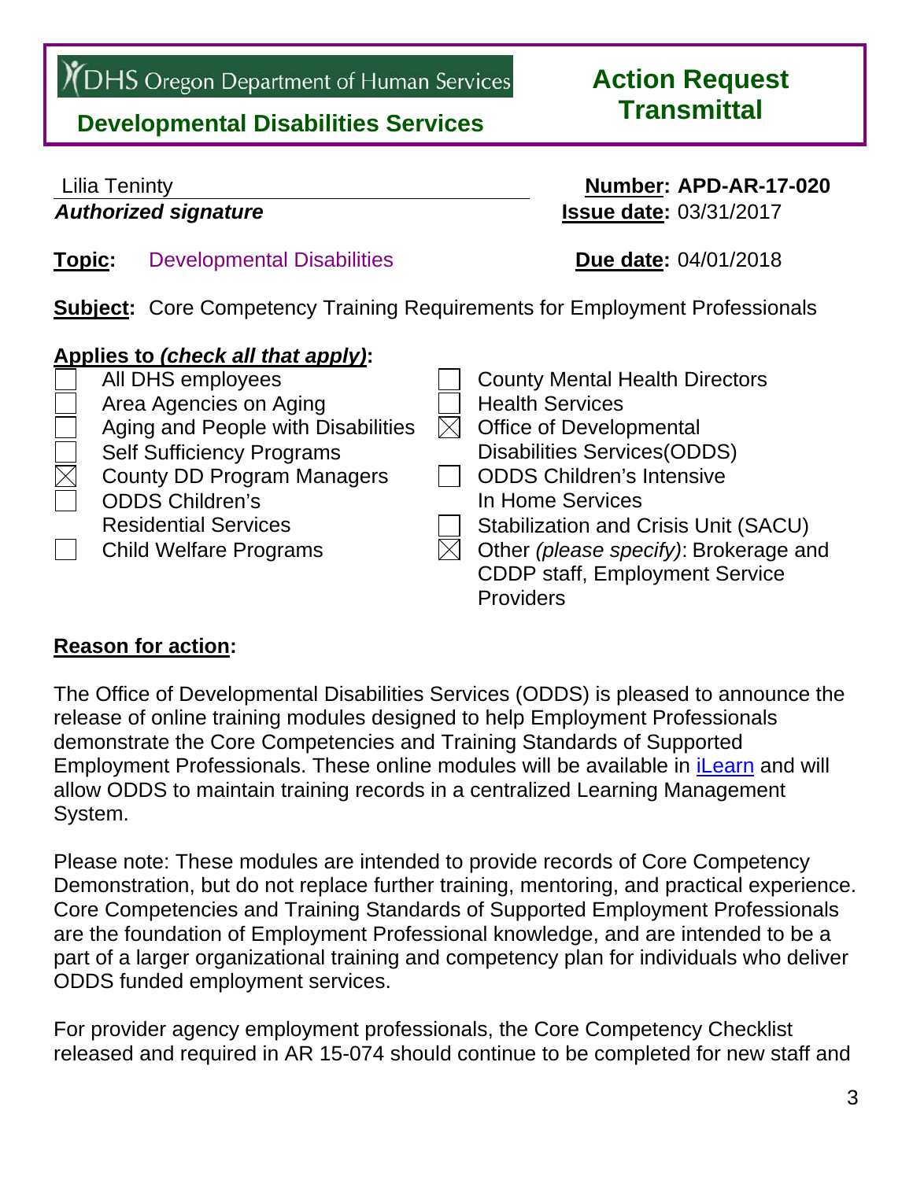DHS Oregon Department of Human Services

**Developmental Disabilities Services**

# Action Request Transmittal

Lilia Teninty
***Authorized signature***

**Number: APD-AR-17-020**
**Issue date:** 03/31/2017

**Topic:** Developmental Disabilities

**Due date:** 04/01/2018

**Subject:** Core Competency Training Requirements for Employment Professionals

**Applies to *(check all that apply)*:**

- [ ] All DHS employees
- [ ] Area Agencies on Aging
- [ ] Aging and People with Disabilities
- [ ] Self Sufficiency Programs
- [x] County DD Program Managers
- [ ] ODDS Children's Residential Services
- [ ] Child Welfare Programs
- [ ] County Mental Health Directors
- [ ] Health Services
- [x] Office of Developmental Disabilities Services(ODDS)
- [ ] ODDS Children's Intensive In Home Services
- [ ] Stabilization and Crisis Unit (SACU)
- [x] Other *(please specify)*: Brokerage and CDDP staff, Employment Service Providers

**Reason for action:**

The Office of Developmental Disabilities Services (ODDS) is pleased to announce the release of online training modules designed to help Employment Professionals demonstrate the Core Competencies and Training Standards of Supported Employment Professionals. These online modules will be available in iLearn and will allow ODDS to maintain training records in a centralized Learning Management System.

Please note: These modules are intended to provide records of Core Competency Demonstration, but do not replace further training, mentoring, and practical experience. Core Competencies and Training Standards of Supported Employment Professionals are the foundation of Employment Professional knowledge, and are intended to be a part of a larger organizational training and competency plan for individuals who deliver ODDS funded employment services.

For provider agency employment professionals, the Core Competency Checklist released and required in AR 15-074 should continue to be completed for new staff and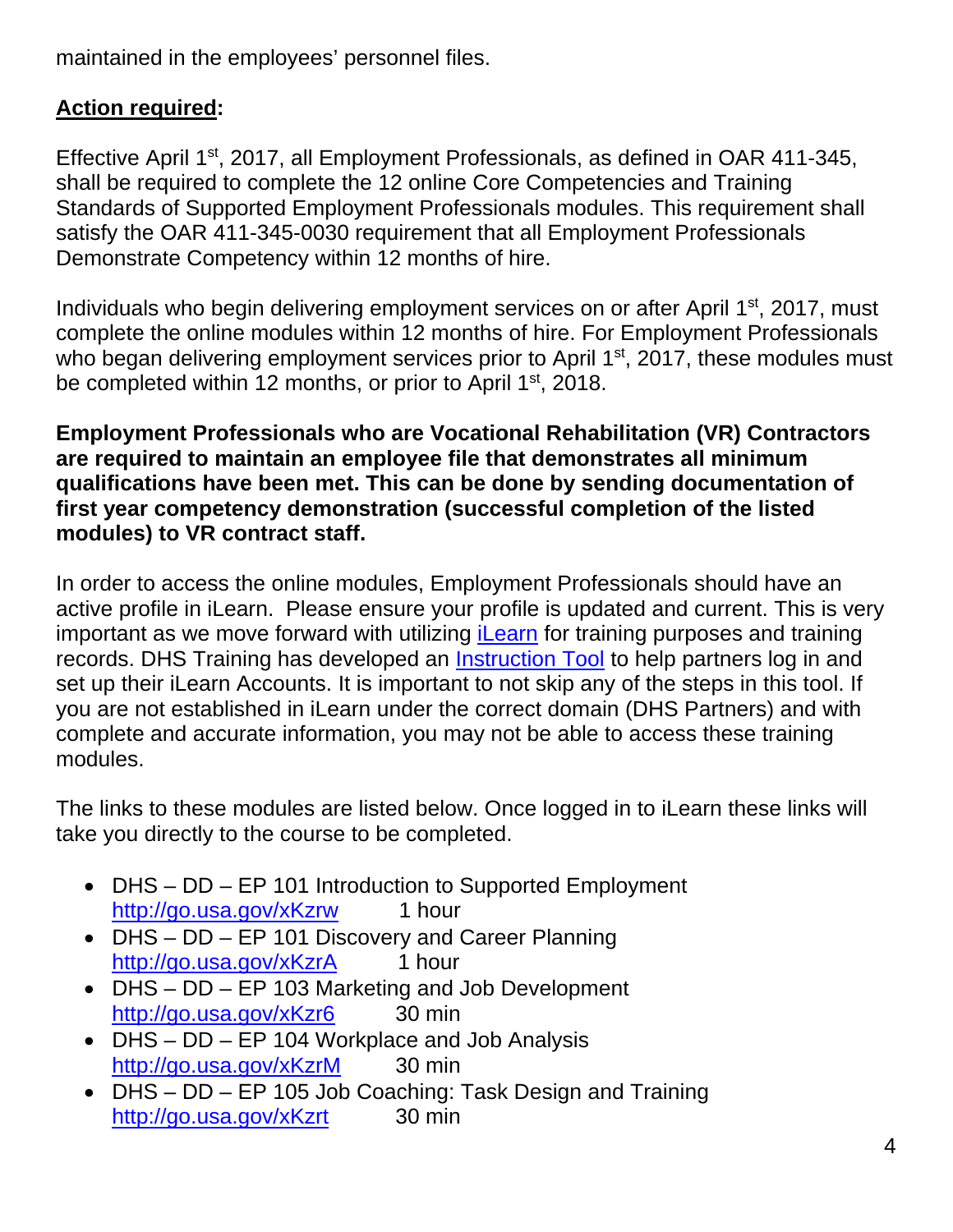maintained in the employees' personnel files.

**Action required:**

Effective April 1st, 2017, all Employment Professionals, as defined in OAR 411-345, shall be required to complete the 12 online Core Competencies and Training Standards of Supported Employment Professionals modules. This requirement shall satisfy the OAR 411-345-0030 requirement that all Employment Professionals Demonstrate Competency within 12 months of hire.

Individuals who begin delivering employment services on or after April 1st, 2017, must complete the online modules within 12 months of hire. For Employment Professionals who began delivering employment services prior to April 1st, 2017, these modules must be completed within 12 months, or prior to April 1st, 2018.

**Employment Professionals who are Vocational Rehabilitation (VR) Contractors are required to maintain an employee file that demonstrates all minimum qualifications have been met. This can be done by sending documentation of first year competency demonstration (successful completion of the listed modules) to VR contract staff.**

In order to access the online modules, Employment Professionals should have an active profile in iLearn. Please ensure your profile is updated and current. This is very important as we move forward with utilizing iLearn for training purposes and training records. DHS Training has developed an Instruction Tool to help partners log in and set up their iLearn Accounts. It is important to not skip any of the steps in this tool. If you are not established in iLearn under the correct domain (DHS Partners) and with complete and accurate information, you may not be able to access these training modules.

The links to these modules are listed below. Once logged in to iLearn these links will take you directly to the course to be completed.

- DHS – DD – EP 101 Introduction to Supported Employment
  http://go.usa.gov/xKzrw 1 hour
- DHS – DD – EP 101 Discovery and Career Planning
  http://go.usa.gov/xKzrA 1 hour
- DHS – DD – EP 103 Marketing and Job Development
  http://go.usa.gov/xKzr6 30 min
- DHS – DD – EP 104 Workplace and Job Analysis
  http://go.usa.gov/xKzrM 30 min
- DHS – DD – EP 105 Job Coaching: Task Design and Training
  http://go.usa.gov/xKzrt 30 min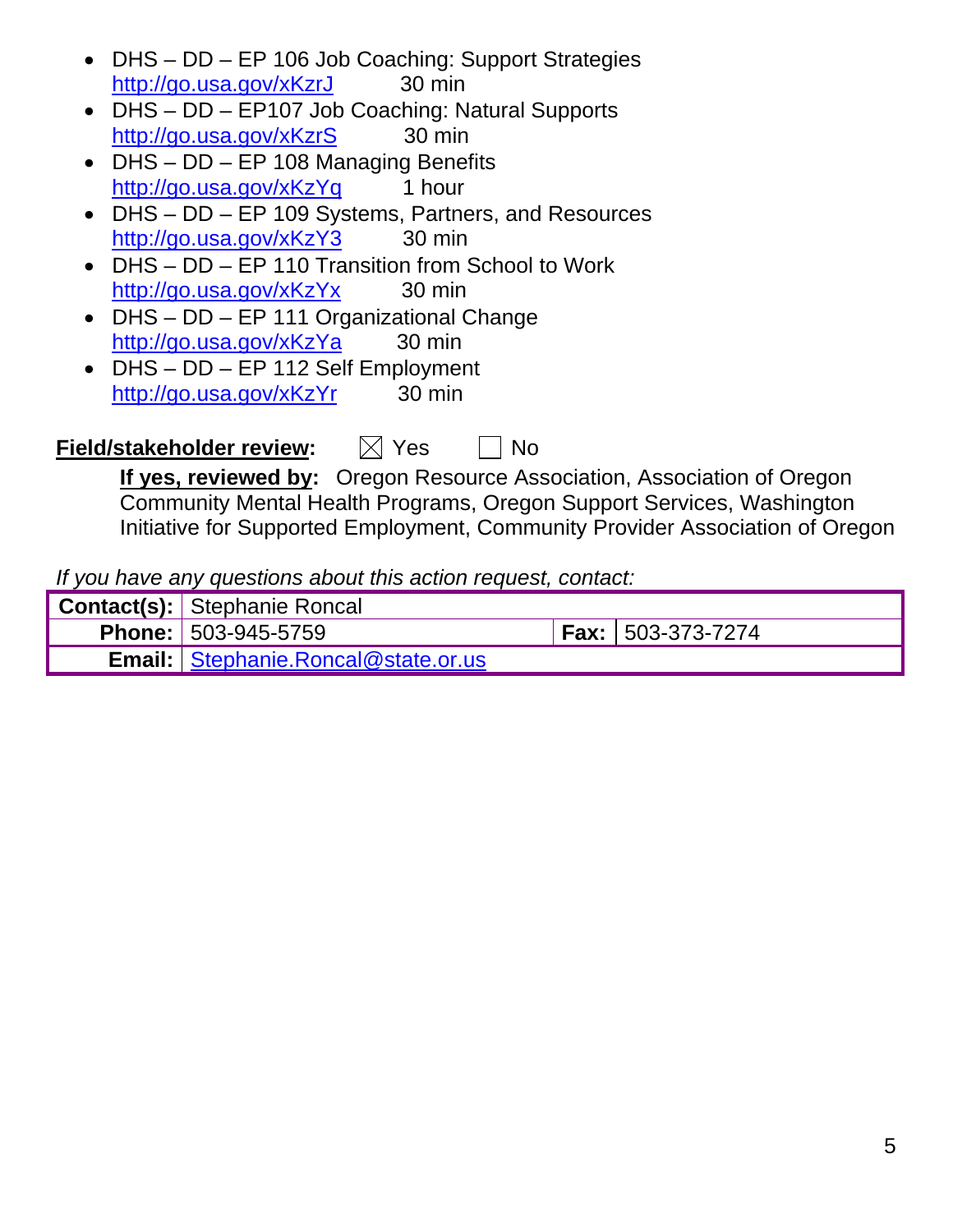- DHS – DD – EP 106 Job Coaching: Support Strategies
  http://go.usa.gov/xKzrJ 30 min
- DHS – DD – EP107 Job Coaching: Natural Supports
  http://go.usa.gov/xKzrS 30 min
- DHS – DD – EP 108 Managing Benefits
  http://go.usa.gov/xKzYq 1 hour
- DHS – DD – EP 109 Systems, Partners, and Resources
  http://go.usa.gov/xKzY3 30 min
- DHS – DD – EP 110 Transition from School to Work
  http://go.usa.gov/xKzYx 30 min
- DHS – DD – EP 111 Organizational Change
  http://go.usa.gov/xKzYa 30 min
- DHS – DD – EP 112 Self Employment
  http://go.usa.gov/xKzYr 30 min

**Field/stakeholder review:** ☒ Yes ☐ No

**If yes, reviewed by:** Oregon Resource Association, Association of Oregon Community Mental Health Programs, Oregon Support Services, Washington Initiative for Supported Employment, Community Provider Association of Oregon

*If you have any questions about this action request, contact:*

| | | | |
|---|---|---|---|
| **Contact(s):** | Stephanie Roncal | | |
| **Phone:** | 503-945-5759 | **Fax:** | 503-373-7274 |
| **Email:** | Stephanie.Roncal@state.or.us | | |